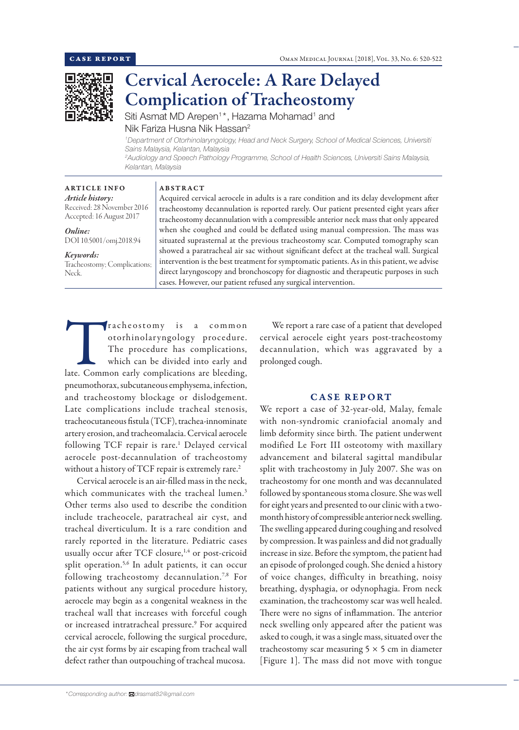CASE REPORT

# Cervical Aerocele: A Rare Delayed Complication of Tracheostomy

Siti Asmat MD Arepen[1]*, Hazama Mohamad[1] and Nik Fariza Husna Nik Hassan[2]

[1]*Department of Otorhinolaryngology, Head and Neck Surgery, School of Medical Sciences, Universiti Sains Malaysia, Kelantan, Malaysia*

[2]*Audiology and Speech Pathology Programme, School of Health Sciences, Universiti Sains Malaysia, Kelantan, Malaysia*

## ARTICLE INFO

*Article history:*
Received: 28 November 2016
Accepted: 16 August 2017

*Online:*
DOI 10.5001/omj.2018.94

*Keywords:*
Tracheostomy; Complications; Neck.

## ABSTRACT

Acquired cervical aerocele in adults is a rare condition and its delay development after tracheostomy decannulation is reported rarely. Our patient presented eight years after tracheostomy decannulation with a compressible anterior neck mass that only appeared when she coughed and could be deflated using manual compression. The mass was situated suprasternal at the previous tracheostomy scar. Computed tomography scan showed a paratracheal air sac without significant defect at the tracheal wall. Surgical intervention is the best treatment for symptomatic patients. As in this patient, we advise direct laryngoscopy and bronchoscopy for diagnostic and therapeutic purposes in such cases. However, our patient refused any surgical intervention.

Tracheostomy is a common otorhinolaryngology procedure. The procedure has complications, which can be divided into early and late. Common early complications are bleeding, pneumothorax, subcutaneous emphysema, infection, and tracheostomy blockage or dislodgement. Late complications include tracheal stenosis, tracheocutaneous fistula (TCF), trachea-innominate artery erosion, and tracheomalacia. Cervical aerocele following TCF repair is rare.[1] Delayed cervical aerocele post-decannulation of tracheostomy without a history of TCF repair is extremely rare.[2]

Cervical aerocele is an air-filled mass in the neck, which communicates with the tracheal lumen.[3] Other terms also used to describe the condition include tracheocele, paratracheal air cyst, and tracheal diverticulum. It is a rare condition and rarely reported in the literature. Pediatric cases usually occur after TCF closure,[1,4] or post-cricoid split operation.[5,6] In adult patients, it can occur following tracheostomy decannulation.[7,8] For patients without any surgical procedure history, aerocele may begin as a congenital weakness in the tracheal wall that increases with forceful cough or increased intratracheal pressure.[9] For acquired cervical aerocele, following the surgical procedure, the air cyst forms by air escaping from tracheal wall defect rather than outpouching of tracheal mucosa.

We report a rare case of a patient that developed cervical aerocele eight years post-tracheostomy decannulation, which was aggravated by a prolonged cough.

## CASE REPORT

We report a case of 32-year-old, Malay, female with non-syndromic craniofacial anomaly and limb deformity since birth. The patient underwent modified Le Fort III osteotomy with maxillary advancement and bilateral sagittal mandibular split with tracheostomy in July 2007. She was on tracheostomy for one month and was decannulated followed by spontaneous stoma closure. She was well for eight years and presented to our clinic with a two-month history of compressible anterior neck swelling. The swelling appeared during coughing and resolved by compression. It was painless and did not gradually increase in size. Before the symptom, the patient had an episode of prolonged cough. She denied a history of voice changes, difficulty in breathing, noisy breathing, dysphagia, or odynophagia. From neck examination, the tracheostomy scar was well healed. There were no signs of inflammation. The anterior neck swelling only appeared after the patient was asked to cough, it was a single mass, situated over the tracheostomy scar measuring 5 × 5 cm in diameter [Figure 1]. The mass did not move with tongue

*Corresponding author: drasmat82@gmail.com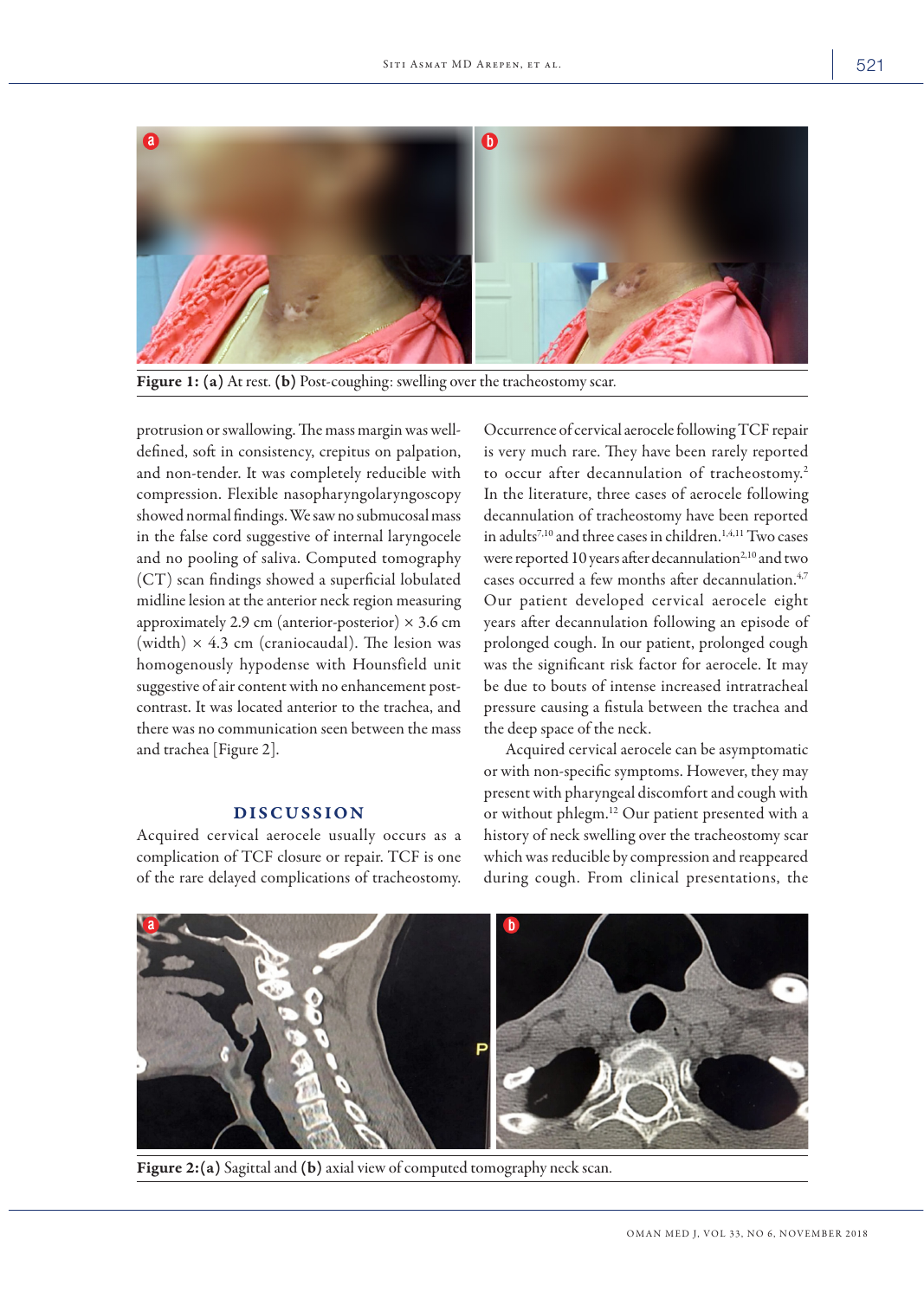Figure 1: (a) At rest. (b) Post-coughing: swelling over the tracheostomy scar.

protrusion or swallowing. The mass margin was well-defined, soft in consistency, crepitus on palpation, and non-tender. It was completely reducible with compression. Flexible nasopharyngolaryngoscopy showed normal findings. We saw no submucosal mass in the false cord suggestive of internal laryngocele and no pooling of saliva. Computed tomography (CT) scan findings showed a superficial lobulated midline lesion at the anterior neck region measuring approximately 2.9 cm (anterior-posterior) × 3.6 cm (width) × 4.3 cm (craniocaudal). The lesion was homogenously hypodense with Hounsfield unit suggestive of air content with no enhancement post-contrast. It was located anterior to the trachea, and there was no communication seen between the mass and trachea [Figure 2].

## DISCUSSION

Acquired cervical aerocele usually occurs as a complication of TCF closure or repair. TCF is one of the rare delayed complications of tracheostomy. Occurrence of cervical aerocele following TCF repair is very much rare. They have been rarely reported to occur after decannulation of tracheostomy.[2] In the literature, three cases of aerocele following decannulation of tracheostomy have been reported in adults[7,10] and three cases in children.[1,4,11] Two cases were reported 10 years after decannulation[2,10] and two cases occurred a few months after decannulation.[4,7] Our patient developed cervical aerocele eight years after decannulation following an episode of prolonged cough. In our patient, prolonged cough was the significant risk factor for aerocele. It may be due to bouts of intense increased intratracheal pressure causing a fistula between the trachea and the deep space of the neck.

Acquired cervical aerocele can be asymptomatic or with non-specific symptoms. However, they may present with pharyngeal discomfort and cough with or without phlegm.[12] Our patient presented with a history of neck swelling over the tracheostomy scar which was reducible by compression and reappeared during cough. From clinical presentations, the

Figure 2: (a) Sagittal and (b) axial view of computed tomography neck scan.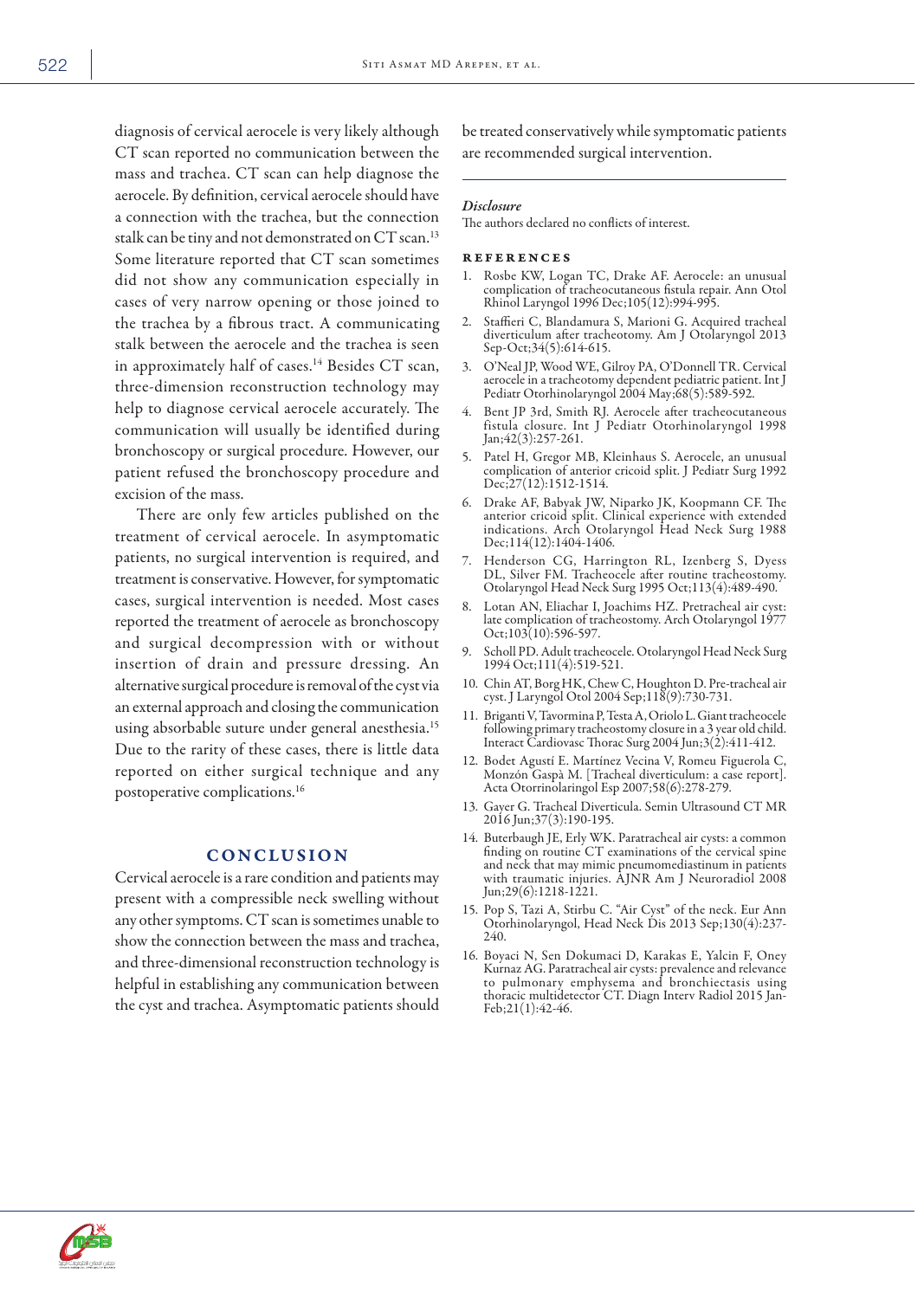diagnosis of cervical aerocele is very likely although CT scan reported no communication between the mass and trachea. CT scan can help diagnose the aerocele. By definition, cervical aerocele should have a connection with the trachea, but the connection stalk can be tiny and not demonstrated on CT scan.[13] Some literature reported that CT scan sometimes did not show any communication especially in cases of very narrow opening or those joined to the trachea by a fibrous tract. A communicating stalk between the aerocele and the trachea is seen in approximately half of cases.[14] Besides CT scan, three-dimension reconstruction technology may help to diagnose cervical aerocele accurately. The communication will usually be identified during bronchoscopy or surgical procedure. However, our patient refused the bronchoscopy procedure and excision of the mass.

There are only few articles published on the treatment of cervical aerocele. In asymptomatic patients, no surgical intervention is required, and treatment is conservative. However, for symptomatic cases, surgical intervention is needed. Most cases reported the treatment of aerocele as bronchoscopy and surgical decompression with or without insertion of drain and pressure dressing. An alternative surgical procedure is removal of the cyst via an external approach and closing the communication using absorbable suture under general anesthesia.[15] Due to the rarity of these cases, there is little data reported on either surgical technique and any postoperative complications.[16]

## CONCLUSION

Cervical aerocele is a rare condition and patients may present with a compressible neck swelling without any other symptoms. CT scan is sometimes unable to show the connection between the mass and trachea, and three-dimensional reconstruction technology is helpful in establishing any communication between the cyst and trachea. Asymptomatic patients should be treated conservatively while symptomatic patients are recommended surgical intervention.

### *Disclosure*

The authors declared no conflicts of interest.

## REFERENCES

1. Rosbe KW, Logan TC, Drake AF. Aerocele: an unusual complication of tracheocutaneous fistula repair. Ann Otol Rhinol Laryngol 1996 Dec;105(12):994-995.
2. Staffieri C, Blandamura S, Marioni G. Acquired tracheal diverticulum after tracheotomy. Am J Otolaryngol 2013 Sep-Oct;34(5):614-615.
3. O'Neal JP, Wood WE, Gilroy PA, O'Donnell TR. Cervical aerocele in a tracheotomy dependent pediatric patient. Int J Pediatr Otorhinolaryngol 2004 May;68(5):589-592.
4. Bent JP 3rd, Smith RJ. Aerocele after tracheocutaneous fistula closure. Int J Pediatr Otorhinolaryngol 1998 Jan;42(3):257-261.
5. Patel H, Gregor MB, Kleinhaus S. Aerocele, an unusual complication of anterior cricoid split. J Pediatr Surg 1992 Dec;27(12):1512-1514.
6. Drake AF, Babyak JW, Niparko JK, Koopmann CF. The anterior cricoid split. Clinical experience with extended indications. Arch Otolaryngol Head Neck Surg 1988 Dec;114(12):1404-1406.
7. Henderson CG, Harrington RL, Izenberg S, Dyess DL, Silver FM. Tracheocele after routine tracheostomy. Otolaryngol Head Neck Surg 1995 Oct;113(4):489-490.
8. Lotan AN, Eliachar I, Joachims HZ. Pretracheal air cyst: late complication of tracheostomy. Arch Otolaryngol 1977 Oct;103(10):596-597.
9. Scholl PD. Adult tracheocele. Otolaryngol Head Neck Surg 1994 Oct;111(4):519-521.
10. Chin AT, Borg HK, Chew C, Houghton D. Pre-tracheal air cyst. J Laryngol Otol 2004 Sep;118(9):730-731.
11. Briganti V, Tavormina P, Testa A, Oriolo L. Giant tracheocele following primary tracheostomy closure in a 3 year old child. Interact Cardiovasc Thorac Surg 2004 Jun;3(2):411-412.
12. Bodet Agustí E, Martínez Vecina V, Romeu Figuerola C, Monzón Gaspà M. [Tracheal diverticulum: a case report]. Acta Otorrinolaringol Esp 2007;58(6):278-279.
13. Gayer G. Tracheal Diverticula. Semin Ultrasound CT MR 2016 Jun;37(3):190-195.
14. Buterbaugh JE, Erly WK. Paratracheal air cysts: a common finding on routine CT examinations of the cervical spine and neck that may mimic pneumomediastinum in patients with traumatic injuries. AJNR Am J Neuroradiol 2008 Jun;29(6):1218-1221.
15. Pop S, Tazi A, Stirbu C. "Air Cyst" of the neck. Eur Ann Otorhinolaryngol, Head Neck Dis 2013 Sep;130(4):237-240.
16. Boyaci N, Sen Dokumaci D, Karakas E, Yalcin F, Oney Kurnaz AG. Paratracheal air cysts: prevalence and relevance to pulmonary emphysema and bronchiectasis using thoracic multidetector CT. Diagn Interv Radiol 2015 Jan-Feb;21(1):42-46.